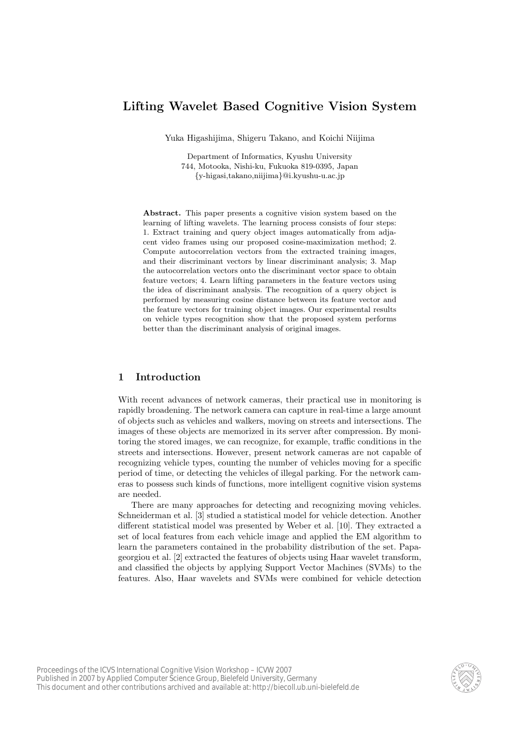# Lifting Wavelet Based Cognitive Vision System

Yuka Higashijima, Shigeru Takano, and Koichi Niijima

Department of Informatics, Kyushu University
744, Motooka, Nishi-ku, Fukuoka 819-0395, Japan
{y-higasi,takano,niijima}@i.kyushu-u.ac.jp

**Abstract.** This paper presents a cognitive vision system based on the learning of lifting wavelets. The learning process consists of four steps: 1. Extract training and query object images automatically from adjacent video frames using our proposed cosine-maximization method; 2. Compute autocorrelation vectors from the extracted training images, and their discriminant vectors by linear discriminant analysis; 3. Map the autocorrelation vectors onto the discriminant vector space to obtain feature vectors; 4. Learn lifting parameters in the feature vectors using the idea of discriminant analysis. The recognition of a query object is performed by measuring cosine distance between its feature vector and the feature vectors for training object images. Our experimental results on vehicle types recognition show that the proposed system performs better than the discriminant analysis of original images.

## 1 Introduction

With recent advances of network cameras, their practical use in monitoring is rapidly broadening. The network camera can capture in real-time a large amount of objects such as vehicles and walkers, moving on streets and intersections. The images of these objects are memorized in its server after compression. By monitoring the stored images, we can recognize, for example, traffic conditions in the streets and intersections. However, present network cameras are not capable of recognizing vehicle types, counting the number of vehicles moving for a specific period of time, or detecting the vehicles of illegal parking. For the network cameras to possess such kinds of functions, more intelligent cognitive vision systems are needed.

There are many approaches for detecting and recognizing moving vehicles. Schneiderman et al. [3] studied a statistical model for vehicle detection. Another different statistical model was presented by Weber et al. [10]. They extracted a set of local features from each vehicle image and applied the EM algorithm to learn the parameters contained in the probability distribution of the set. Papageorgiou et al. [2] extracted the features of objects using Haar wavelet transform, and classified the objects by applying Support Vector Machines (SVMs) to the features. Also, Haar wavelets and SVMs were combined for vehicle detection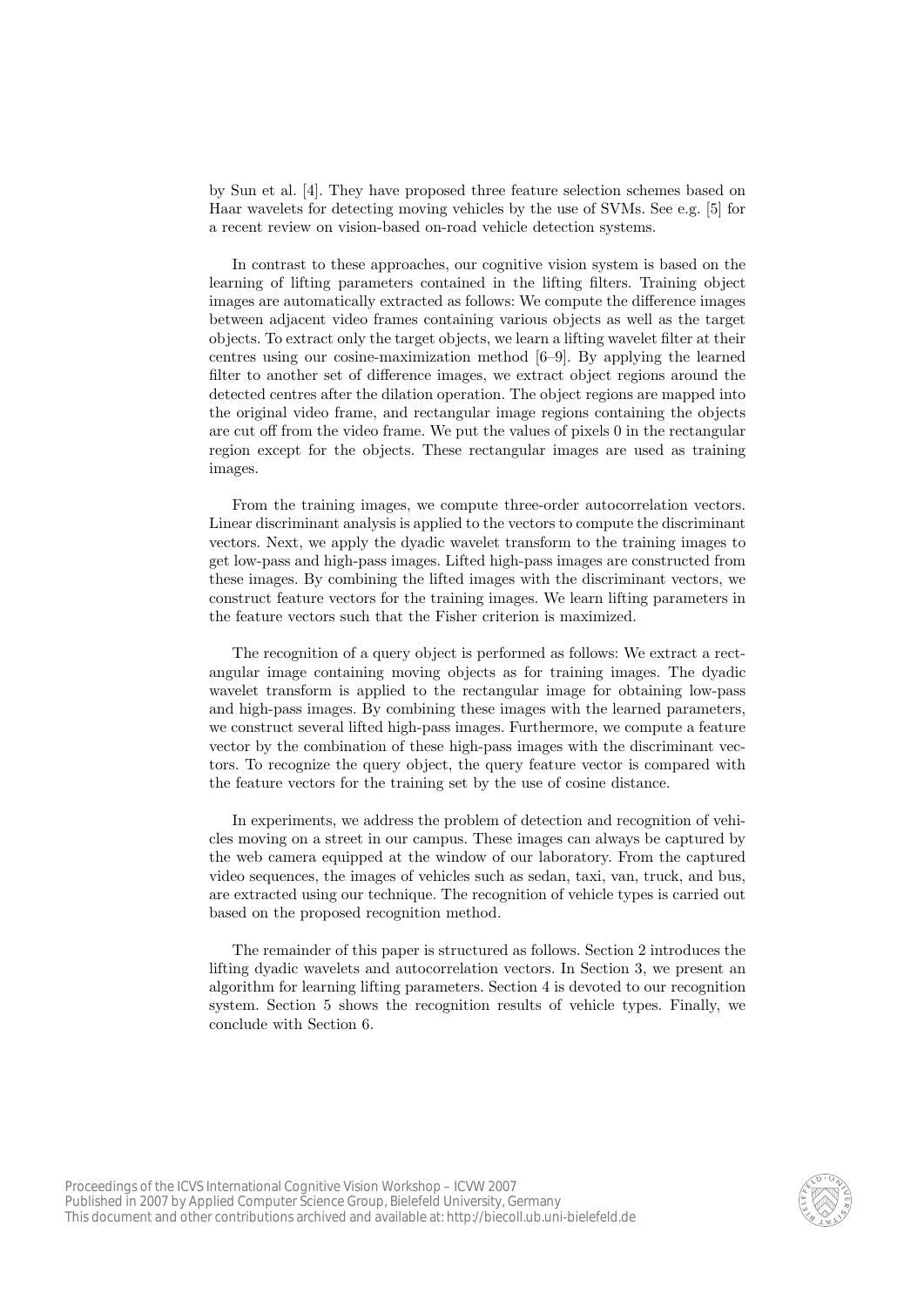by Sun et al. [4]. They have proposed three feature selection schemes based on Haar wavelets for detecting moving vehicles by the use of SVMs. See e.g. [5] for a recent review on vision-based on-road vehicle detection systems.

In contrast to these approaches, our cognitive vision system is based on the learning of lifting parameters contained in the lifting filters. Training object images are automatically extracted as follows: We compute the difference images between adjacent video frames containing various objects as well as the target objects. To extract only the target objects, we learn a lifting wavelet filter at their centres using our cosine-maximization method [6–9]. By applying the learned filter to another set of difference images, we extract object regions around the detected centres after the dilation operation. The object regions are mapped into the original video frame, and rectangular image regions containing the objects are cut off from the video frame. We put the values of pixels 0 in the rectangular region except for the objects. These rectangular images are used as training images.

From the training images, we compute three-order autocorrelation vectors. Linear discriminant analysis is applied to the vectors to compute the discriminant vectors. Next, we apply the dyadic wavelet transform to the training images to get low-pass and high-pass images. Lifted high-pass images are constructed from these images. By combining the lifted images with the discriminant vectors, we construct feature vectors for the training images. We learn lifting parameters in the feature vectors such that the Fisher criterion is maximized.

The recognition of a query object is performed as follows: We extract a rectangular image containing moving objects as for training images. The dyadic wavelet transform is applied to the rectangular image for obtaining low-pass and high-pass images. By combining these images with the learned parameters, we construct several lifted high-pass images. Furthermore, we compute a feature vector by the combination of these high-pass images with the discriminant vectors. To recognize the query object, the query feature vector is compared with the feature vectors for the training set by the use of cosine distance.

In experiments, we address the problem of detection and recognition of vehicles moving on a street in our campus. These images can always be captured by the web camera equipped at the window of our laboratory. From the captured video sequences, the images of vehicles such as sedan, taxi, van, truck, and bus, are extracted using our technique. The recognition of vehicle types is carried out based on the proposed recognition method.

The remainder of this paper is structured as follows. Section 2 introduces the lifting dyadic wavelets and autocorrelation vectors. In Section 3, we present an algorithm for learning lifting parameters. Section 4 is devoted to our recognition system. Section 5 shows the recognition results of vehicle types. Finally, we conclude with Section 6.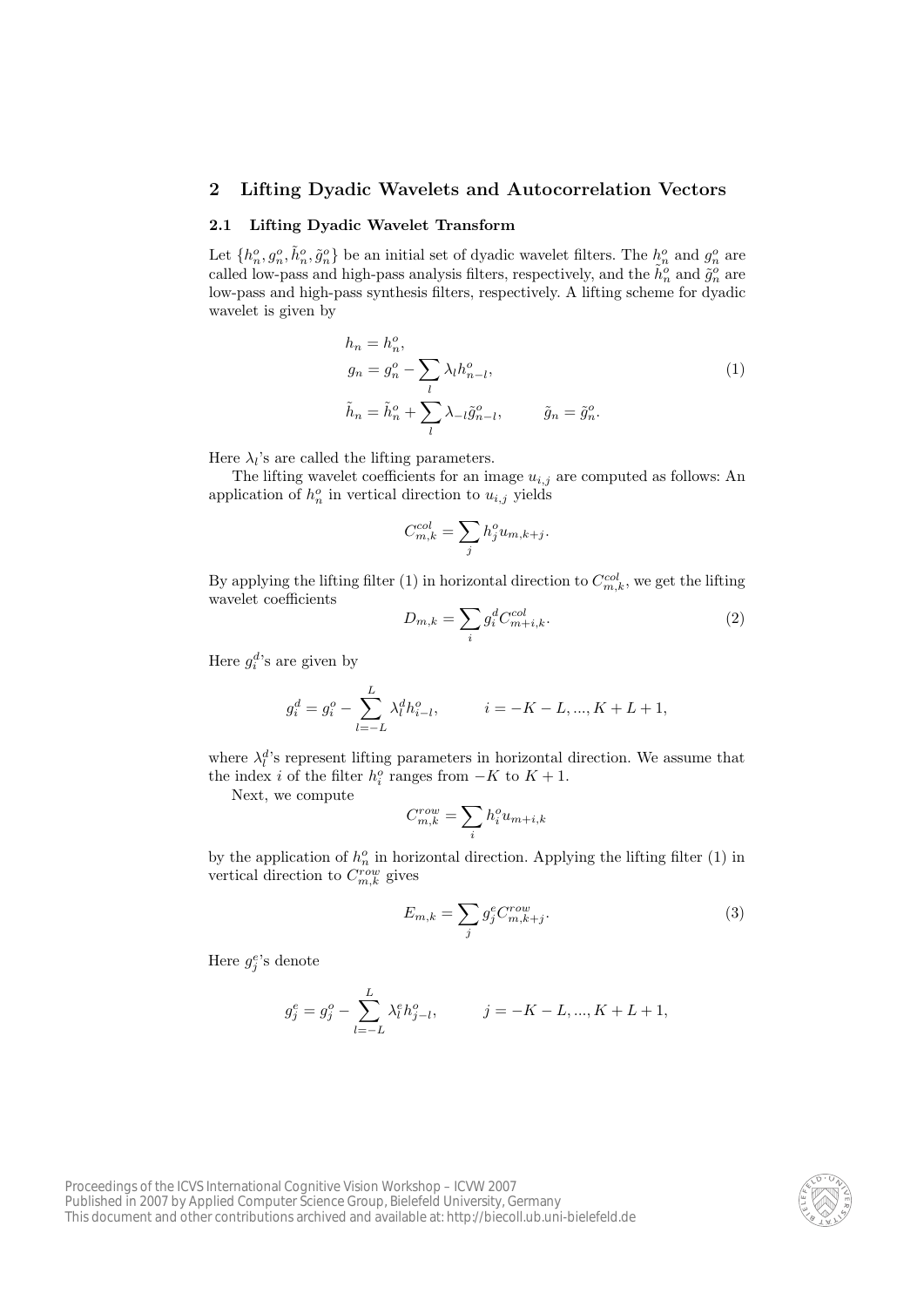## 2 Lifting Dyadic Wavelets and Autocorrelation Vectors

### 2.1 Lifting Dyadic Wavelet Transform

Let $\{h_n^o, g_n^o, \tilde{h}_n^o, \tilde{g}_n^o\}$ be an initial set of dyadic wavelet filters. The $h_n^o$ and $g_n^o$ are called low-pass and high-pass analysis filters, respectively, and the $\tilde{h}_n^o$ and $\tilde{g}_n^o$ are low-pass and high-pass synthesis filters, respectively. A lifting scheme for dyadic wavelet is given by

$$
\begin{aligned}
h_n &= h_n^o, \\
g_n &= g_n^o - \sum_l \lambda_l h_{n-l}^o, \\
\tilde{h}_n &= \tilde{h}_n^o + \sum_l \lambda_{-l} \tilde{g}_{n-l}^o, \qquad \tilde{g}_n = \tilde{g}_n^o.
\end{aligned} \tag{1}
$$

Here $\lambda_l$'s are called the lifting parameters.

The lifting wavelet coefficients for an image $u_{i,j}$ are computed as follows: An application of $h_n^o$ in vertical direction to $u_{i,j}$ yields

$$
C_{m,k}^{col} = \sum_j h_j^o u_{m,k+j}.
$$

By applying the lifting filter (1) in horizontal direction to $C_{m,k}^{col}$, we get the lifting wavelet coefficients

$$
D_{m,k} = \sum_i g_i^d C_{m+i,k}^{col}. \tag{2}
$$

Here $g_i^d$'s are given by

$$
g_i^d = g_i^o - \sum_{l=-L}^{L} \lambda_l^d h_{i-l}^o, \qquad i = -K-L, ..., K+L+1,
$$

where $\lambda_l^d$'s represent lifting parameters in horizontal direction. We assume that the index $i$ of the filter $h_i^o$ ranges from $-K$ to $K+1$.

Next, we compute

$$
C_{m,k}^{row} = \sum_i h_i^o u_{m+i,k}
$$

by the application of $h_n^o$ in horizontal direction. Applying the lifting filter (1) in vertical direction to $C_{m,k}^{row}$ gives

$$
E_{m,k} = \sum_j g_j^e C_{m,k+j}^{row}. \tag{3}
$$

Here $g_j^e$'s denote

$$
g_j^e = g_j^o - \sum_{l=-L}^{L} \lambda_l^e h_{j-l}^o, \qquad j = -K-L, ..., K+L+1,
$$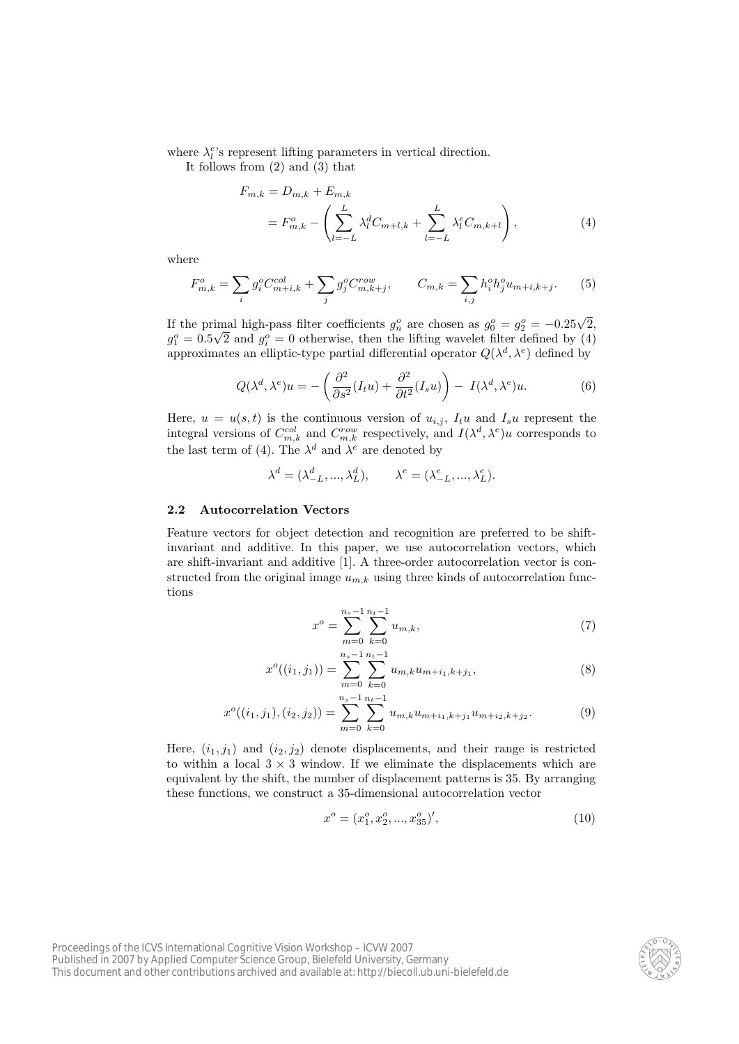where $\lambda_l^e$'s represent lifting parameters in vertical direction.

It follows from (2) and (3) that

$$F_{m,k} = D_{m,k} + E_{m,k} = F^o_{m,k} - \left( \sum_{l=-L}^{L} \lambda_l^d C_{m+l,k} + \sum_{l=-L}^{L} \lambda_l^e C_{m,k+l} \right), \tag{4}$$

where

$$F^o_{m,k} = \sum_i g_i^o C^{col}_{m+i,k} + \sum_j g_j^o C^{row}_{m,k+j}, \qquad C_{m,k} = \sum_{i,j} h_i^o h_j^o u_{m+i,k+j}. \tag{5}$$

If the primal high-pass filter coefficients $g_n^o$ are chosen as $g_0^o = g_2^o = -0.25\sqrt{2}$, $g_1^o = 0.5\sqrt{2}$ and $g_i^o = 0$ otherwise, then the lifting wavelet filter defined by (4) approximates an elliptic-type partial differential operator $Q(\lambda^d, \lambda^e)$ defined by

$$Q(\lambda^d, \lambda^e)u = -\left( \frac{\partial^2}{\partial s^2}(I_t u) + \frac{\partial^2}{\partial t^2}(I_s u) \right) - I(\lambda^d, \lambda^e)u. \tag{6}$$

Here, $u = u(s,t)$ is the continuous version of $u_{i,j}$, $I_t u$ and $I_s u$ represent the integral versions of $C^{col}_{m,k}$ and $C^{row}_{m,k}$ respectively, and $I(\lambda^d, \lambda^e)u$ corresponds to the last term of (4). The $\lambda^d$ and $\lambda^e$ are denoted by

$$\lambda^d = (\lambda^d_{-L}, ..., \lambda^d_L), \qquad \lambda^e = (\lambda^e_{-L}, ..., \lambda^e_L).$$

### 2.2 Autocorrelation Vectors

Feature vectors for object detection and recognition are preferred to be shift-invariant and additive. In this paper, we use autocorrelation vectors, which are shift-invariant and additive [1]. A three-order autocorrelation vector is constructed from the original image $u_{m,k}$ using three kinds of autocorrelation functions

$$x^o = \sum_{m=0}^{n_s-1} \sum_{k=0}^{n_t-1} u_{m,k}, \tag{7}$$

$$x^o((i_1, j_1)) = \sum_{m=0}^{n_s-1} \sum_{k=0}^{n_t-1} u_{m,k} u_{m+i_1,k+j_1}, \tag{8}$$

$$x^o((i_1, j_1), (i_2, j_2)) = \sum_{m=0}^{n_s-1} \sum_{k=0}^{n_t-1} u_{m,k} u_{m+i_1,k+j_1} u_{m+i_2,k+j_2}. \tag{9}$$

Here, $(i_1, j_1)$ and $(i_2, j_2)$ denote displacements, and their range is restricted to within a local $3 \times 3$ window. If we eliminate the displacements which are equivalent by the shift, the number of displacement patterns is 35. By arranging these functions, we construct a 35-dimensional autocorrelation vector

$$x^o = (x_1^o, x_2^o, ..., x_{35}^o)', \tag{10}$$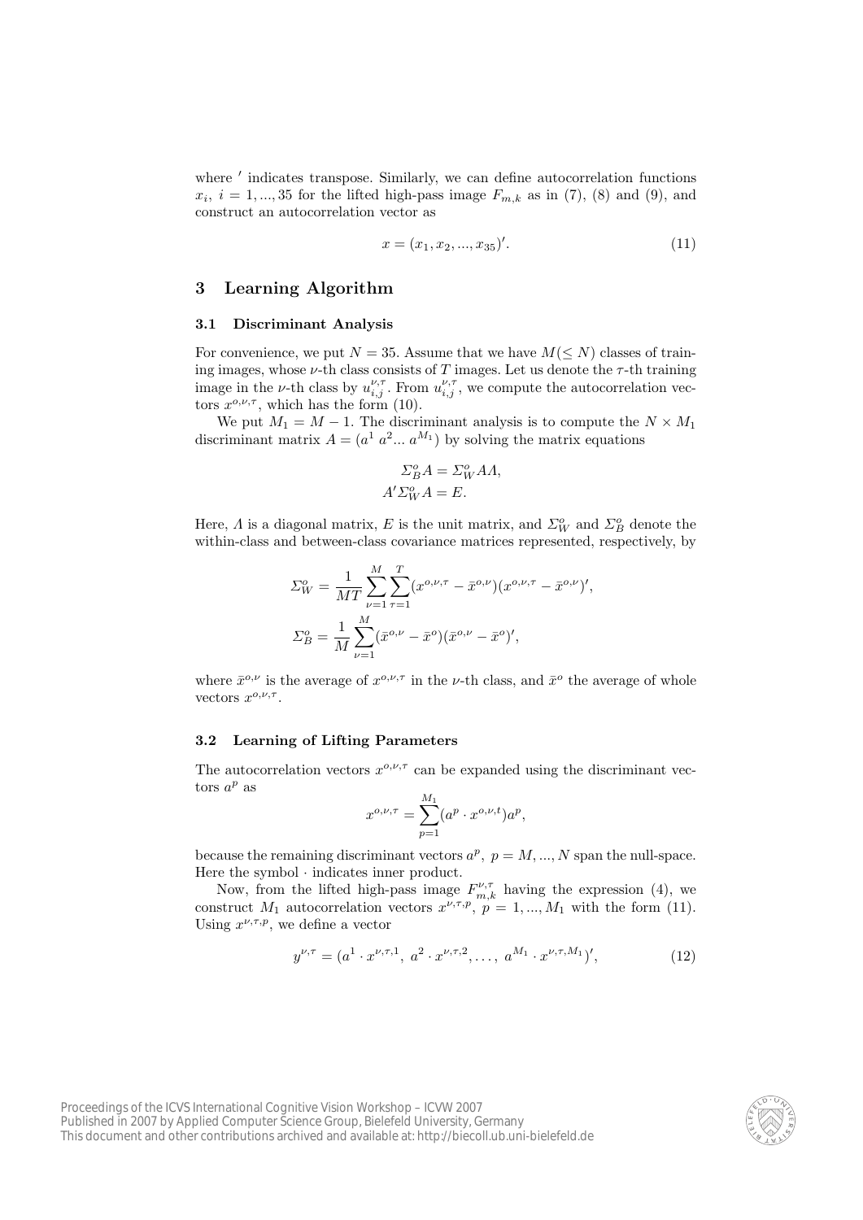where $'$ indicates transpose. Similarly, we can define autocorrelation functions $x_i,\ i = 1, ..., 35$ for the lifted high-pass image $F_{m,k}$ as in (7), (8) and (9), and construct an autocorrelation vector as

$$x = (x_1, x_2, ..., x_{35})'. \tag{11}$$

## 3 Learning Algorithm

### 3.1 Discriminant Analysis

For convenience, we put $N = 35$. Assume that we have $M(\leq N)$ classes of training images, whose $\nu$-th class consists of $T$ images. Let us denote the $\tau$-th training image in the $\nu$-th class by $u^{\nu,\tau}_{i,j}$. From $u^{\nu,\tau}_{i,j}$, we compute the autocorrelation vectors $x^{o,\nu,\tau}$, which has the form (10).

We put $M_1 = M - 1$. The discriminant analysis is to compute the $N \times M_1$ discriminant matrix $A = (a^1\ a^2 ...\ a^{M_1})$ by solving the matrix equations

$$\Sigma^o_B A = \Sigma^o_W A \Lambda,$$
$$A' \Sigma^o_W A = E.$$

Here, $\Lambda$ is a diagonal matrix, $E$ is the unit matrix, and $\Sigma^o_W$ and $\Sigma^o_B$ denote the within-class and between-class covariance matrices represented, respectively, by

$$\Sigma^o_W = \frac{1}{MT} \sum_{\nu=1}^{M} \sum_{\tau=1}^{T} (x^{o,\nu,\tau} - \bar{x}^{o,\nu})(x^{o,\nu,\tau} - \bar{x}^{o,\nu})',$$
$$\Sigma^o_B = \frac{1}{M} \sum_{\nu=1}^{M} (\bar{x}^{o,\nu} - \bar{x}^{o})(\bar{x}^{o,\nu} - \bar{x}^{o})',$$

where $\bar{x}^{o,\nu}$ is the average of $x^{o,\nu,\tau}$ in the $\nu$-th class, and $\bar{x}^o$ the average of whole vectors $x^{o,\nu,\tau}$.

### 3.2 Learning of Lifting Parameters

The autocorrelation vectors $x^{o,\nu,\tau}$ can be expanded using the discriminant vectors $a^p$ as

$$x^{o,\nu,\tau} = \sum_{p=1}^{M_1} (a^p \cdot x^{o,\nu,t}) a^p,$$

because the remaining discriminant vectors $a^p,\ p = M, ..., N$ span the null-space. Here the symbol $\cdot$ indicates inner product.

Now, from the lifted high-pass image $F^{\nu,\tau}_{m,k}$ having the expression (4), we construct $M_1$ autocorrelation vectors $x^{\nu,\tau,p},\ p = 1, ..., M_1$ with the form (11). Using $x^{\nu,\tau,p}$, we define a vector

$$y^{\nu,\tau} = (a^1 \cdot x^{\nu,\tau,1},\ a^2 \cdot x^{\nu,\tau,2}, \ldots,\ a^{M_1} \cdot x^{\nu,\tau,M_1})', \tag{12}$$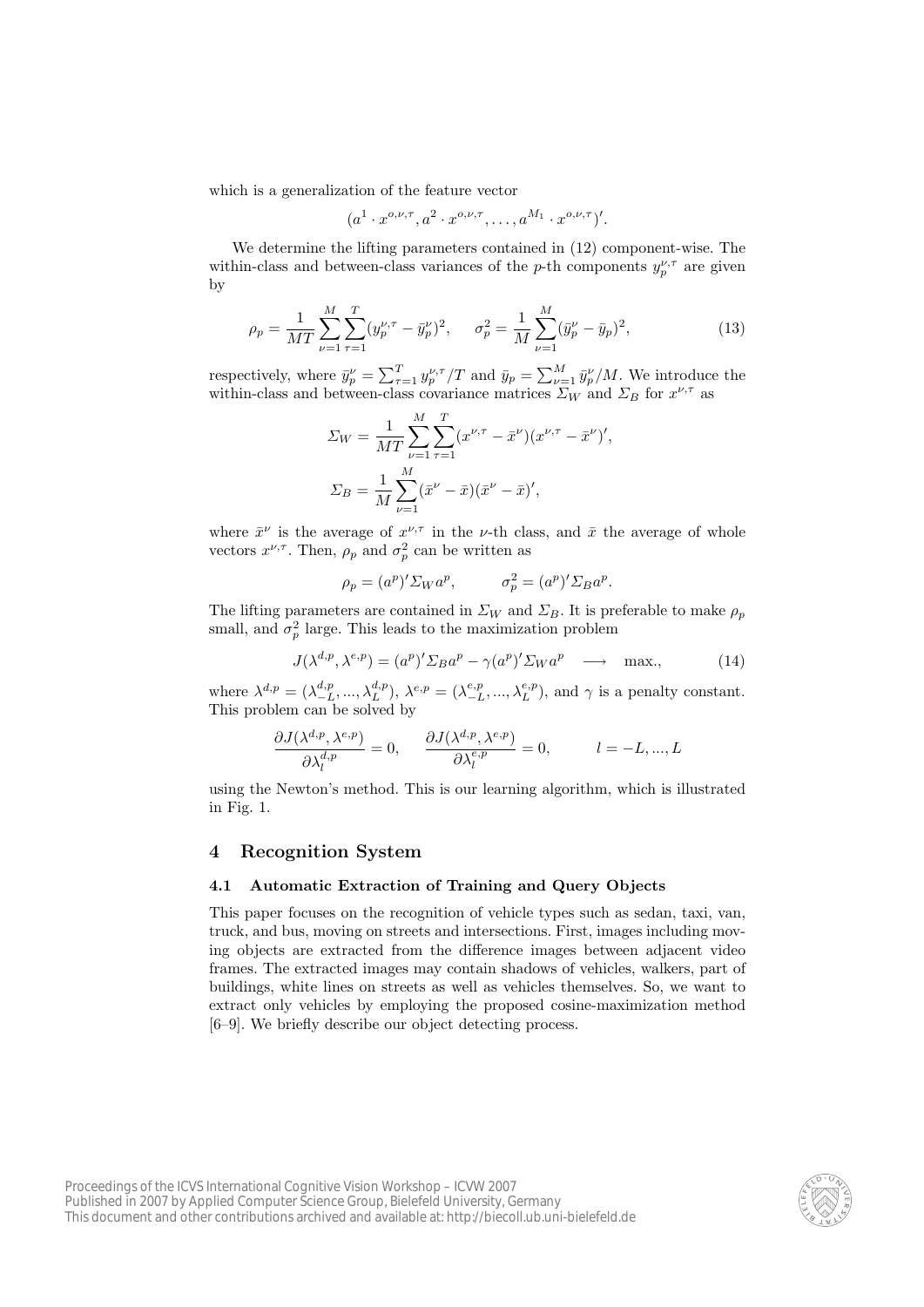which is a generalization of the feature vector

$$(a^1 \cdot x^{o,\nu,\tau}, a^2 \cdot x^{o,\nu,\tau}, \ldots, a^{M_1} \cdot x^{o,\nu,\tau})'.$$

We determine the lifting parameters contained in (12) component-wise. The within-class and between-class variances of the $p$-th components $y_p^{\nu,\tau}$ are given by

$$\rho_p = \frac{1}{MT} \sum_{\nu=1}^{M} \sum_{\tau=1}^{T} (y_p^{\nu,\tau} - \bar{y}_p^{\nu})^2, \qquad \sigma_p^2 = \frac{1}{M} \sum_{\nu=1}^{M} (\bar{y}_p^{\nu} - \bar{y}_p)^2, \tag{13}$$

respectively, where $\bar{y}_p^{\nu} = \sum_{\tau=1}^{T} y_p^{\nu,\tau}/T$ and $\bar{y}_p = \sum_{\nu=1}^{M} \bar{y}_p^{\nu}/M$. We introduce the within-class and between-class covariance matrices $\Sigma_W$ and $\Sigma_B$ for $x^{\nu,\tau}$ as

$$\Sigma_W = \frac{1}{MT} \sum_{\nu=1}^{M} \sum_{\tau=1}^{T} (x^{\nu,\tau} - \bar{x}^{\nu})(x^{\nu,\tau} - \bar{x}^{\nu})',$$

$$\Sigma_B = \frac{1}{M} \sum_{\nu=1}^{M} (\bar{x}^{\nu} - \bar{x})(\bar{x}^{\nu} - \bar{x})',$$

where $\bar{x}^{\nu}$ is the average of $x^{\nu,\tau}$ in the $\nu$-th class, and $\bar{x}$ the average of whole vectors $x^{\nu,\tau}$. Then, $\rho_p$ and $\sigma_p^2$ can be written as

$$\rho_p = (a^p)' \Sigma_W a^p, \qquad \sigma_p^2 = (a^p)' \Sigma_B a^p.$$

The lifting parameters are contained in $\Sigma_W$ and $\Sigma_B$. It is preferable to make $\rho_p$ small, and $\sigma_p^2$ large. This leads to the maximization problem

$$J(\lambda^{d,p}, \lambda^{e,p}) = (a^p)' \Sigma_B a^p - \gamma (a^p)' \Sigma_W a^p \quad \longrightarrow \quad \text{max.}, \tag{14}$$

where $\lambda^{d,p} = (\lambda_{-L}^{d,p}, ..., \lambda_{L}^{d,p})$, $\lambda^{e,p} = (\lambda_{-L}^{e,p}, ..., \lambda_{L}^{e,p})$, and $\gamma$ is a penalty constant. This problem can be solved by

$$\frac{\partial J(\lambda^{d,p}, \lambda^{e,p})}{\partial \lambda_l^{d,p}} = 0, \qquad \frac{\partial J(\lambda^{d,p}, \lambda^{e,p})}{\partial \lambda_l^{e,p}} = 0, \qquad l = -L, ..., L$$

using the Newton's method. This is our learning algorithm, which is illustrated in Fig. 1.

## 4 Recognition System

### 4.1 Automatic Extraction of Training and Query Objects

This paper focuses on the recognition of vehicle types such as sedan, taxi, van, truck, and bus, moving on streets and intersections. First, images including moving objects are extracted from the difference images between adjacent video frames. The extracted images may contain shadows of vehicles, walkers, part of buildings, white lines on streets as well as vehicles themselves. So, we want to extract only vehicles by employing the proposed cosine-maximization method [6–9]. We briefly describe our object detecting process.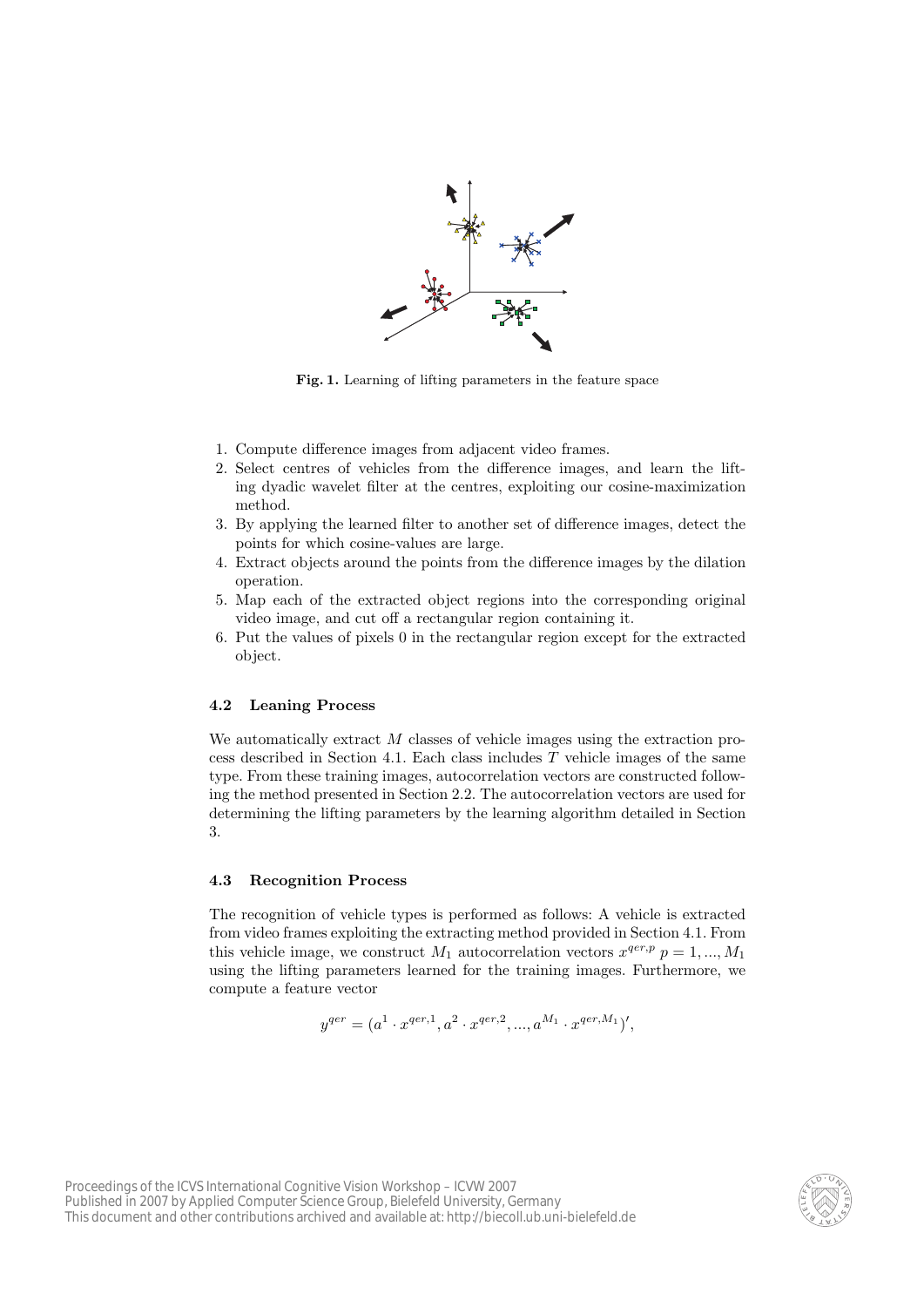**Fig. 1.** Learning of lifting parameters in the feature space

1. Compute difference images from adjacent video frames.
2. Select centres of vehicles from the difference images, and learn the lifting dyadic wavelet filter at the centres, exploiting our cosine-maximization method.
3. By applying the learned filter to another set of difference images, detect the points for which cosine-values are large.
4. Extract objects around the points from the difference images by the dilation operation.
5. Map each of the extracted object regions into the corresponding original video image, and cut off a rectangular region containing it.
6. Put the values of pixels 0 in the rectangular region except for the extracted object.

### 4.2 Leaning Process

We automatically extract $M$ classes of vehicle images using the extraction process described in Section 4.1. Each class includes $T$ vehicle images of the same type. From these training images, autocorrelation vectors are constructed following the method presented in Section 2.2. The autocorrelation vectors are used for determining the lifting parameters by the learning algorithm detailed in Section 3.

### 4.3 Recognition Process

The recognition of vehicle types is performed as follows: A vehicle is extracted from video frames exploiting the extracting method provided in Section 4.1. From this vehicle image, we construct $M_1$ autocorrelation vectors $x^{qer,p}$ $p = 1, ..., M_1$ using the lifting parameters learned for the training images. Furthermore, we compute a feature vector

$$y^{qer} = (a^1 \cdot x^{qer,1}, a^2 \cdot x^{qer,2}, ..., a^{M_1} \cdot x^{qer,M_1})',$$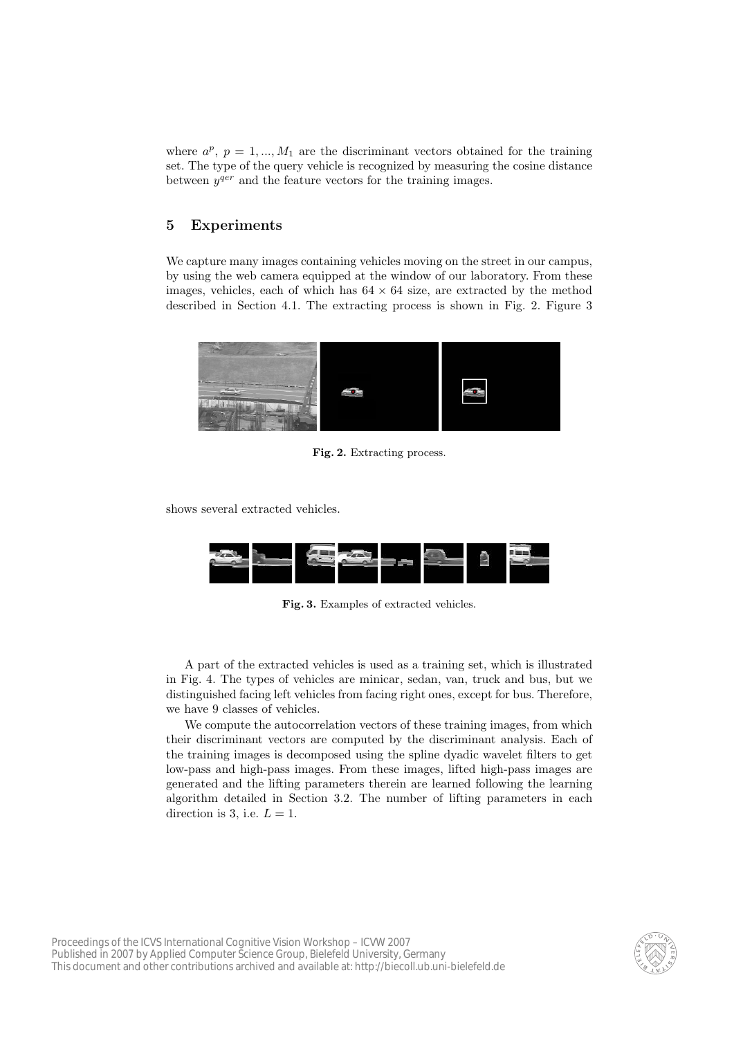where $a^p,\ p = 1, ..., M_1$ are the discriminant vectors obtained for the training set. The type of the query vehicle is recognized by measuring the cosine distance between $y^{qer}$ and the feature vectors for the training images.

## 5 Experiments

We capture many images containing vehicles moving on the street in our campus, by using the web camera equipped at the window of our laboratory. From these images, vehicles, each of which has $64 \times 64$ size, are extracted by the method described in Section 4.1. The extracting process is shown in Fig. 2. Figure 3 shows several extracted vehicles.

**Fig. 2.** Extracting process.

**Fig. 3.** Examples of extracted vehicles.

A part of the extracted vehicles is used as a training set, which is illustrated in Fig. 4. The types of vehicles are minicar, sedan, van, truck and bus, but we distinguished facing left vehicles from facing right ones, except for bus. Therefore, we have 9 classes of vehicles.

We compute the autocorrelation vectors of these training images, from which their discriminant vectors are computed by the discriminant analysis. Each of the training images is decomposed using the spline dyadic wavelet filters to get low-pass and high-pass images. From these images, lifted high-pass images are generated and the lifting parameters therein are learned following the learning algorithm detailed in Section 3.2. The number of lifting parameters in each direction is 3, i.e. $L = 1$.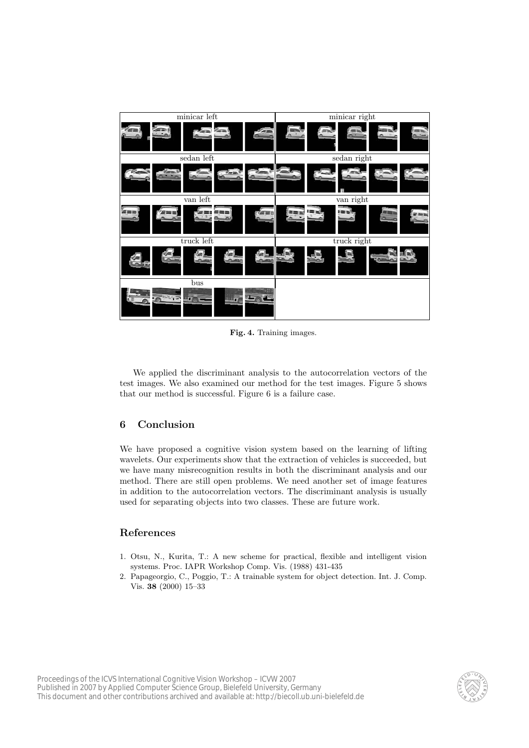Fig. 4. Training images.

We applied the discriminant analysis to the autocorrelation vectors of the test images. We also examined our method for the test images. Figure 5 shows that our method is successful. Figure 6 is a failure case.

## 6 Conclusion

We have proposed a cognitive vision system based on the learning of lifting wavelets. Our experiments show that the extraction of vehicles is succeeded, but we have many misrecognition results in both the discriminant analysis and our method. There are still open problems. We need another set of image features in addition to the autocorrelation vectors. The discriminant analysis is usually used for separating objects into two classes. These are future work.

## References

1. Otsu, N., Kurita, T.: A new scheme for practical, flexible and intelligent vision systems. Proc. IAPR Workshop Comp. Vis. (1988) 431-435
2. Papageorgio, C., Poggio, T.: A trainable system for object detection. Int. J. Comp. Vis. **38** (2000) 15–33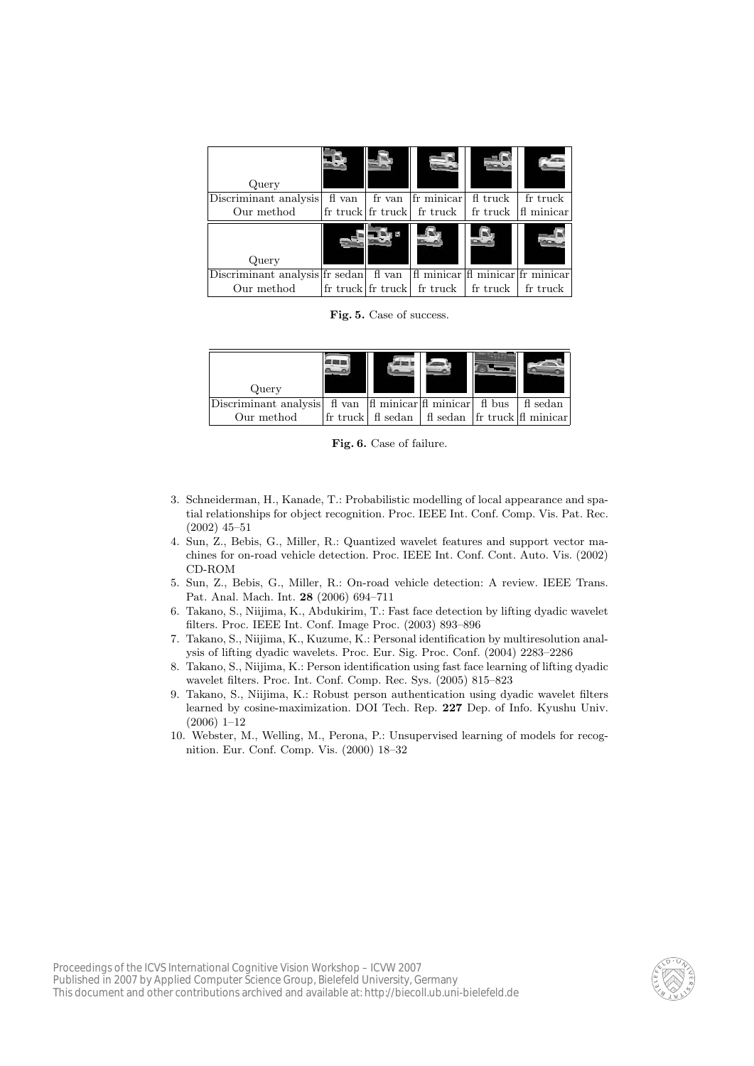| | | | | | |
|---|---|---|---|---|---|
| Query | | | | | |
| Discriminant analysis | fl van | fr van | fr minicar | fl truck | fr truck |
| Our method | fr truck | fr truck | fr truck | fr truck | fl minicar |
| Query | | | | | |
| Discriminant analysis | fr sedan | fl van | fl minicar | fl minicar | fr minicar |
| Our method | fr truck | fr truck | fr truck | fr truck | fr truck |

**Fig. 5.** Case of success.

| | | | | | |
|---|---|---|---|---|---|
| Query | | | | | |
| Discriminant analysis | fl van | fl minicar | fl minicar | fl bus | fl sedan |
| Our method | fr truck | fl sedan | fl sedan | fr truck | fl minicar |

**Fig. 6.** Case of failure.

3. Schneiderman, H., Kanade, T.: Probabilistic modelling of local appearance and spatial relationships for object recognition. Proc. IEEE Int. Conf. Comp. Vis. Pat. Rec. (2002) 45–51
4. Sun, Z., Bebis, G., Miller, R.: Quantized wavelet features and support vector machines for on-road vehicle detection. Proc. IEEE Int. Conf. Cont. Auto. Vis. (2002) CD-ROM
5. Sun, Z., Bebis, G., Miller, R.: On-road vehicle detection: A review. IEEE Trans. Pat. Anal. Mach. Int. **28** (2006) 694–711
6. Takano, S., Niijima, K., Abdukirim, T.: Fast face detection by lifting dyadic wavelet filters. Proc. IEEE Int. Conf. Image Proc. (2003) 893–896
7. Takano, S., Niijima, K., Kuzume, K.: Personal identification by multiresolution analysis of lifting dyadic wavelets. Proc. Eur. Sig. Proc. Conf. (2004) 2283–2286
8. Takano, S., Niijima, K.: Person identification using fast face learning of lifting dyadic wavelet filters. Proc. Int. Conf. Comp. Rec. Sys. (2005) 815–823
9. Takano, S., Niijima, K.: Robust person authentication using dyadic wavelet filters learned by cosine-maximization. DOI Tech. Rep. **227** Dep. of Info. Kyushu Univ. (2006) 1–12
10. Webster, M., Welling, M., Perona, P.: Unsupervised learning of models for recognition. Eur. Conf. Comp. Vis. (2000) 18–32